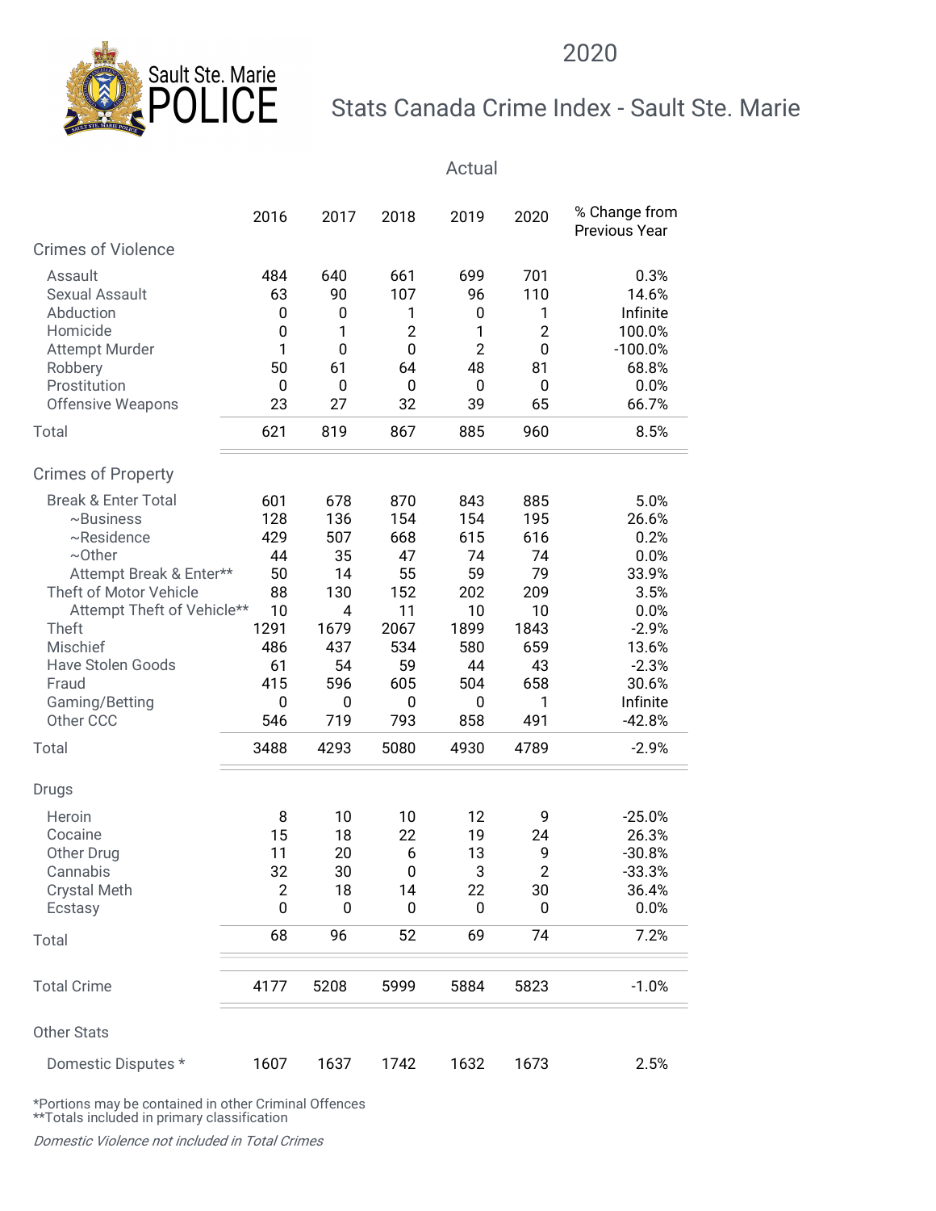2020

# Stats Canada Crime Index - Sault Ste. Marie

Actual

| | 2016 | 2017 | 2018 | 2019 | 2020 | % Change from Previous Year |
|---|---|---|---|---|---|---|
| **Crimes of Violence** | | | | | | |
| Assault | 484 | 640 | 661 | 699 | 701 | 0.3% |
| Sexual Assault | 63 | 90 | 107 | 96 | 110 | 14.6% |
| Abduction | 0 | 0 | 1 | 0 | 1 | Infinite |
| Homicide | 0 | 1 | 2 | 1 | 2 | 100.0% |
| Attempt Murder | 1 | 0 | 0 | 2 | 0 | -100.0% |
| Robbery | 50 | 61 | 64 | 48 | 81 | 68.8% |
| Prostitution | 0 | 0 | 0 | 0 | 0 | 0.0% |
| Offensive Weapons | 23 | 27 | 32 | 39 | 65 | 66.7% |
| Total | 621 | 819 | 867 | 885 | 960 | 8.5% |
| **Crimes of Property** | | | | | | |
| Break & Enter Total | 601 | 678 | 870 | 843 | 885 | 5.0% |
| ~Business | 128 | 136 | 154 | 154 | 195 | 26.6% |
| ~Residence | 429 | 507 | 668 | 615 | 616 | 0.2% |
| ~Other | 44 | 35 | 47 | 74 | 74 | 0.0% |
| Attempt Break & Enter** | 50 | 14 | 55 | 59 | 79 | 33.9% |
| Theft of Motor Vehicle | 88 | 130 | 152 | 202 | 209 | 3.5% |
| Attempt Theft of Vehicle** | 10 | 4 | 11 | 10 | 10 | 0.0% |
| Theft | 1291 | 1679 | 2067 | 1899 | 1843 | -2.9% |
| Mischief | 486 | 437 | 534 | 580 | 659 | 13.6% |
| Have Stolen Goods | 61 | 54 | 59 | 44 | 43 | -2.3% |
| Fraud | 415 | 596 | 605 | 504 | 658 | 30.6% |
| Gaming/Betting | 0 | 0 | 0 | 0 | 1 | Infinite |
| Other CCC | 546 | 719 | 793 | 858 | 491 | -42.8% |
| Total | 3488 | 4293 | 5080 | 4930 | 4789 | -2.9% |
| **Drugs** | | | | | | |
| Heroin | 8 | 10 | 10 | 12 | 9 | -25.0% |
| Cocaine | 15 | 18 | 22 | 19 | 24 | 26.3% |
| Other Drug | 11 | 20 | 6 | 13 | 9 | -30.8% |
| Cannabis | 32 | 30 | 0 | 3 | 2 | -33.3% |
| Crystal Meth | 2 | 18 | 14 | 22 | 30 | 36.4% |
| Ecstasy | 0 | 0 | 0 | 0 | 0 | 0.0% |
| Total | 68 | 96 | 52 | 69 | 74 | 7.2% |
| **Total Crime** | 4177 | 5208 | 5999 | 5884 | 5823 | -1.0% |
| **Other Stats** | | | | | | |
| Domestic Disputes * | 1607 | 1637 | 1742 | 1632 | 1673 | 2.5% |

*Portions may be contained in other Criminal Offences
**Totals included in primary classification

*Domestic Violence not included in Total Crimes*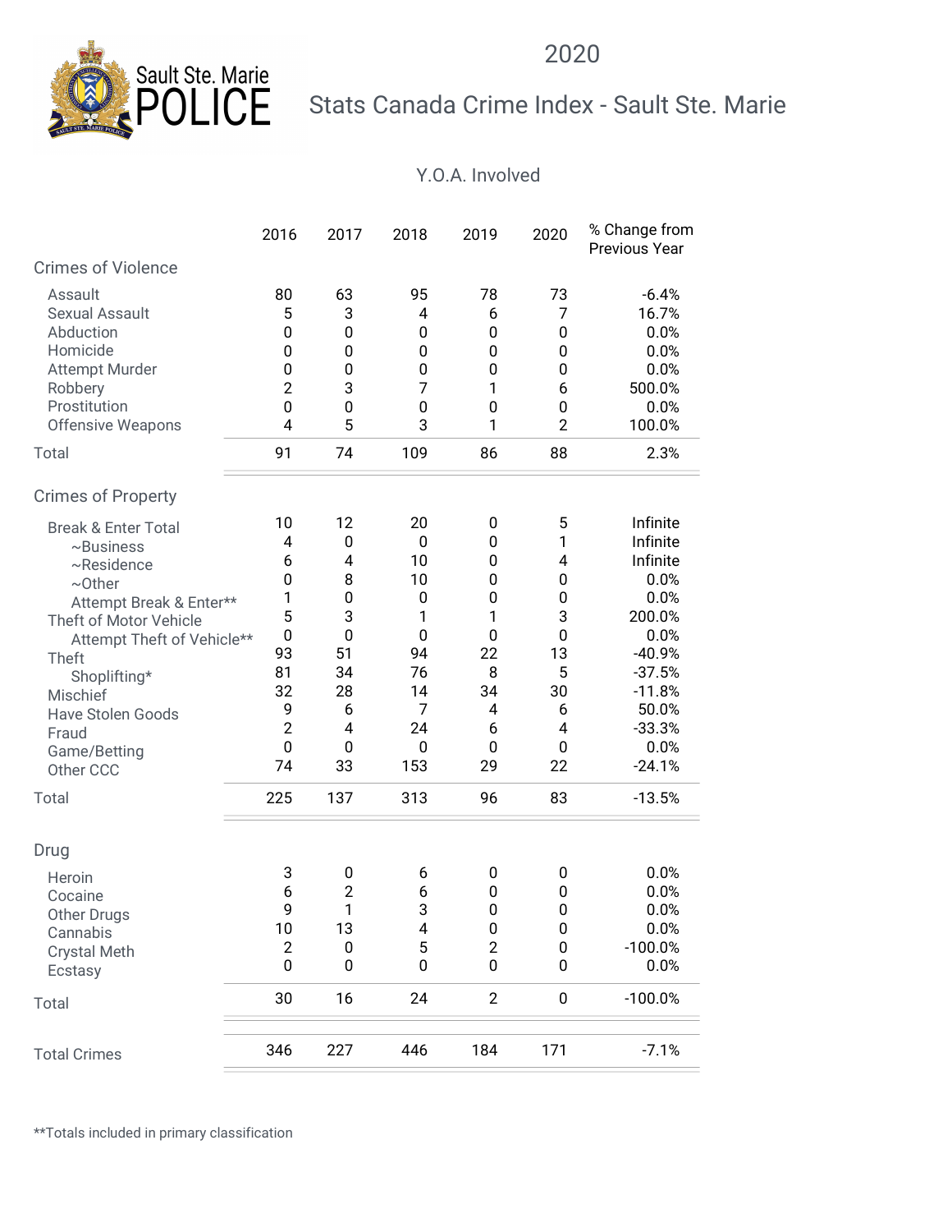2020

# Stats Canada Crime Index - Sault Ste. Marie

## Y.O.A. Involved

| | 2016 | 2017 | 2018 | 2019 | 2020 | % Change from Previous Year |
|---|---|---|---|---|---|---|
| **Crimes of Violence** | | | | | | |
| Assault | 80 | 63 | 95 | 78 | 73 | -6.4% |
| Sexual Assault | 5 | 3 | 4 | 6 | 7 | 16.7% |
| Abduction | 0 | 0 | 0 | 0 | 0 | 0.0% |
| Homicide | 0 | 0 | 0 | 0 | 0 | 0.0% |
| Attempt Murder | 0 | 0 | 0 | 0 | 0 | 0.0% |
| Robbery | 2 | 3 | 7 | 1 | 6 | 500.0% |
| Prostitution | 0 | 0 | 0 | 0 | 0 | 0.0% |
| Offensive Weapons | 4 | 5 | 3 | 1 | 2 | 100.0% |
| Total | 91 | 74 | 109 | 86 | 88 | 2.3% |
| **Crimes of Property** | | | | | | |
| Break & Enter Total | 10 | 12 | 20 | 0 | 5 | Infinite |
| ~Business | 4 | 0 | 0 | 0 | 1 | Infinite |
| ~Residence | 6 | 4 | 10 | 0 | 4 | Infinite |
| ~Other | 0 | 8 | 10 | 0 | 0 | 0.0% |
| Attempt Break & Enter** | 1 | 0 | 0 | 0 | 0 | 0.0% |
| Theft of Motor Vehicle | 5 | 3 | 1 | 1 | 3 | 200.0% |
| Attempt Theft of Vehicle** | 0 | 0 | 0 | 0 | 0 | 0.0% |
| Theft | 93 | 51 | 94 | 22 | 13 | -40.9% |
| Shoplifting* | 81 | 34 | 76 | 8 | 5 | -37.5% |
| Mischief | 32 | 28 | 14 | 34 | 30 | -11.8% |
| Have Stolen Goods | 9 | 6 | 7 | 4 | 6 | 50.0% |
| Fraud | 2 | 4 | 24 | 6 | 4 | -33.3% |
| Game/Betting | 0 | 0 | 0 | 0 | 0 | 0.0% |
| Other CCC | 74 | 33 | 153 | 29 | 22 | -24.1% |
| Total | 225 | 137 | 313 | 96 | 83 | -13.5% |
| **Drug** | | | | | | |
| Heroin | 3 | 0 | 6 | 0 | 0 | 0.0% |
| Cocaine | 6 | 2 | 6 | 0 | 0 | 0.0% |
| Other Drugs | 9 | 1 | 3 | 0 | 0 | 0.0% |
| Cannabis | 10 | 13 | 4 | 0 | 0 | 0.0% |
| Crystal Meth | 2 | 0 | 5 | 2 | 0 | -100.0% |
| Ecstasy | 0 | 0 | 0 | 0 | 0 | 0.0% |
| Total | 30 | 16 | 24 | 2 | 0 | -100.0% |
| **Total Crimes** | 346 | 227 | 446 | 184 | 171 | -7.1% |

**Totals included in primary classification